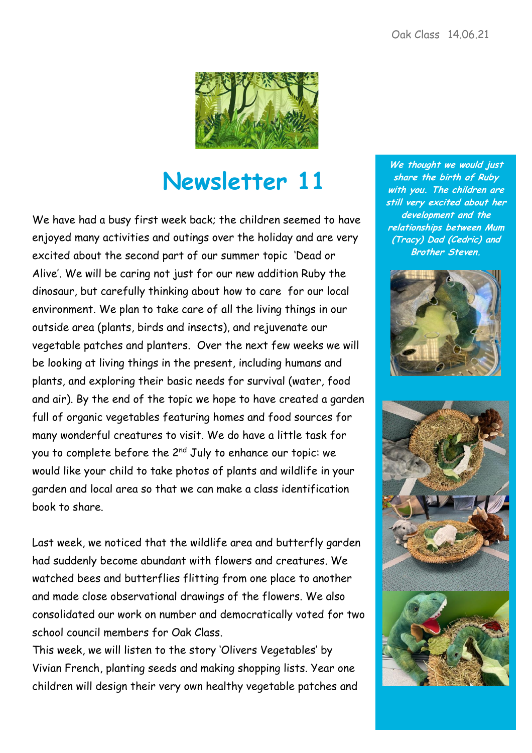Oak Class 14.06.21

# Newsletter 11

We have had a busy first week back; the children seemed to have enjoyed many activities and outings over the holiday and are very excited about the second part of our summer topic 'Dead or Alive'. We will be caring not just for our new addition Ruby the dinosaur, but carefully thinking about how to care for our local environment. We plan to take care of all the living things in our outside area (plants, birds and insects), and rejuvenate our vegetable patches and planters. Over the next few weeks we will be looking at living things in the present, including humans and plants, and exploring their basic needs for survival (water, food and air). By the end of the topic we hope to have created a garden full of organic vegetables featuring homes and food sources for many wonderful creatures to visit. We do have a little task for you to complete before the 2nd July to enhance our topic: we would like your child to take photos of plants and wildlife in your garden and local area so that we can make a class identification book to share.

Last week, we noticed that the wildlife area and butterfly garden had suddenly become abundant with flowers and creatures. We watched bees and butterflies flitting from one place to another and made close observational drawings of the flowers. We also consolidated our work on number and democratically voted for two school council members for Oak Class.

This week, we will listen to the story 'Olivers Vegetables' by Vivian French, planting seeds and making shopping lists. Year one children will design their very own healthy vegetable patches and

***We thought we would just share the birth of Ruby with you. The children are still very excited about her development and the relationships between Mum (Tracy) Dad (Cedric) and Brother Steven.***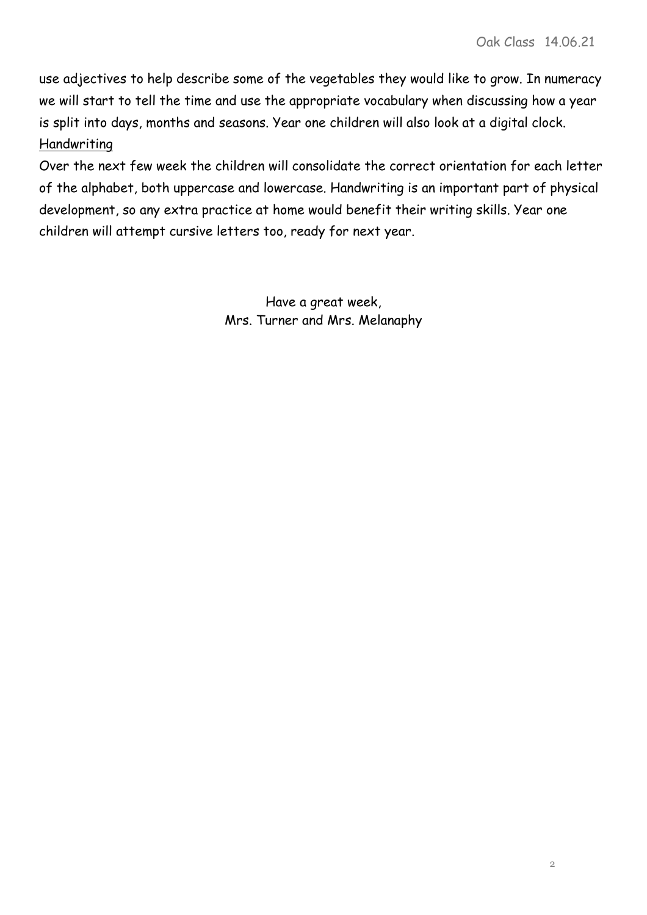use adjectives to help describe some of the vegetables they would like to grow. In numeracy we will start to tell the time and use the appropriate vocabulary when discussing how a year is split into days, months and seasons. Year one children will also look at a digital clock.

<u>Handwriting</u>

Over the next few week the children will consolidate the correct orientation for each letter of the alphabet, both uppercase and lowercase. Handwriting is an important part of physical development, so any extra practice at home would benefit their writing skills. Year one children will attempt cursive letters too, ready for next year.

Have a great week,
Mrs. Turner and Mrs. Melanaphy